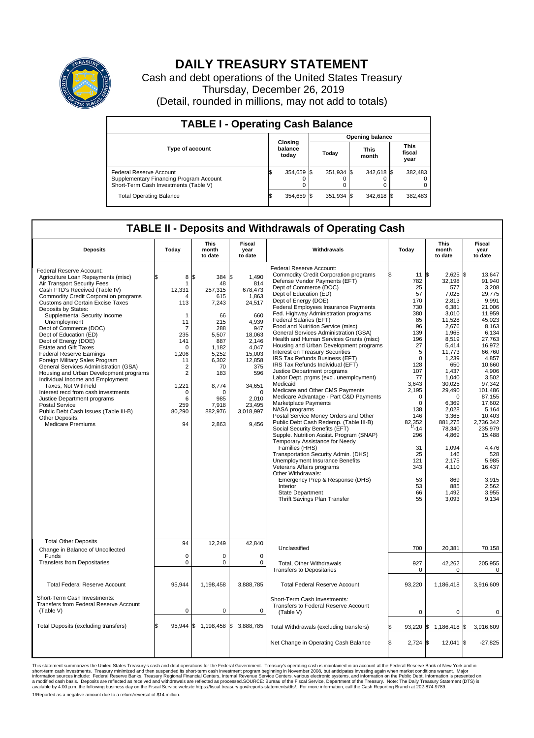# DAILY TREASURY STATEMENT

Cash and debt operations of the United States Treasury
Thursday, December 26, 2019
(Detail, rounded in millions, may not add to totals)

## TABLE I - Operating Cash Balance

| Type of account | Closing balance today | Opening balance Today | Opening balance This month | Opening balance This fiscal year |
|---|---|---|---|---|
| Federal Reserve Account | $ 354,659 | $ 351,934 | $ 342,618 | $ 382,483 |
| Supplementary Financing Program Account | 0 | 0 | 0 | 0 |
| Short-Term Cash Investments (Table V) | 0 | 0 | 0 | 0 |
| Total Operating Balance | $ 354,659 | $ 351,934 | $ 342,618 | $ 382,483 |

## TABLE II - Deposits and Withdrawals of Operating Cash

| Deposits | Today | This month to date | Fiscal year to date |
|---|---|---|---|
| Federal Reserve Account: | | | |
| Agriculture Loan Repayments (misc) | $ 8 | $ 384 | $ 1,490 |
| Air Transport Security Fees | 1 | 48 | 814 |
| Cash FTD's Received (Table IV) | 12,331 | 257,315 | 678,473 |
| Commodity Credit Corporation programs | 4 | 615 | 1,863 |
| Customs and Certain Excise Taxes | 113 | 7,243 | 24,517 |
| Deposits by States: | | | |
| Supplemental Security Income | 1 | 66 | 660 |
| Unemployment | 11 | 215 | 4,939 |
| Dept of Commerce (DOC) | 7 | 288 | 947 |
| Dept of Education (ED) | 235 | 5,507 | 18,063 |
| Dept of Energy (DOE) | 141 | 887 | 2,146 |
| Estate and Gift Taxes | 0 | 1,182 | 4,047 |
| Federal Reserve Earnings | 1,206 | 5,252 | 15,003 |
| Foreign Military Sales Program | 11 | 6,302 | 12,858 |
| General Services Administration (GSA) | 2 | 70 | 375 |
| Housing and Urban Development programs | 2 | 183 | 596 |
| Individual Income and Employment Taxes, Not Withheld | 1,221 | 8,774 | 34,651 |
| Interest recd from cash investments | 0 | 0 | 0 |
| Justice Department programs | 6 | 985 | 2,010 |
| Postal Service | 259 | 7,918 | 23,495 |
| Public Debt Cash Issues (Table III-B) | 80,290 | 882,976 | 3,018,997 |
| Other Deposits: | | | |
| Medicare Premiums | 94 | 2,863 | 9,456 |
| Total Other Deposits | 94 | 12,249 | 42,840 |
| Change in Balance of Uncollected Funds | 0 | 0 | 0 |
| Transfers from Depositaries | 0 | 0 | 0 |
| Total Federal Reserve Account | 95,944 | 1,198,458 | 3,888,785 |
| Short-Term Cash Investments: Transfers from Federal Reserve Account (Table V) | 0 | 0 | 0 |
| Total Deposits (excluding transfers) | $ 95,944 | $ 1,198,458 | $ 3,888,785 |

| Withdrawals | Today | This month to date | Fiscal year to date |
|---|---|---|---|
| Federal Reserve Account: | | | |
| Commodity Credit Corporation programs | $ 11 | $ 2,625 | $ 13,647 |
| Defense Vendor Payments (EFT) | 782 | 32,198 | 91,940 |
| Dept of Commerce (DOC) | 25 | 577 | 3,208 |
| Dept of Education (ED) | 57 | 7,025 | 29,775 |
| Dept of Energy (DOE) | 170 | 2,813 | 9,991 |
| Federal Employees Insurance Payments | 730 | 6,381 | 21,006 |
| Fed. Highway Administration programs | 380 | 3,010 | 11,959 |
| Federal Salaries (EFT) | 85 | 11,528 | 45,023 |
| Food and Nutrition Service (misc) | 96 | 2,676 | 8,163 |
| General Services Administration (GSA) | 139 | 1,965 | 6,134 |
| Health and Human Services Grants (misc) | 196 | 8,519 | 27,763 |
| Housing and Urban Development programs | 27 | 5,414 | 16,972 |
| Interest on Treasury Securities | 5 | 11,773 | 66,760 |
| IRS Tax Refunds Business (EFT) | 0 | 1,239 | 4,857 |
| IRS Tax Refunds Individual (EFT) | 128 | 650 | 10,660 |
| Justice Department programs | 107 | 1,437 | 4,906 |
| Labor Dept. prgms (excl. unemployment) | 77 | 1,040 | 3,502 |
| Medicaid | 3,643 | 30,025 | 97,342 |
| Medicare and Other CMS Payments | 2,195 | 29,490 | 101,486 |
| Medicare Advantage - Part C&D Payments | 0 | 0 | 87,155 |
| Marketplace Payments | 0 | 6,369 | 17,602 |
| NASA programs | 138 | 2,028 | 5,164 |
| Postal Service Money Orders and Other | 146 | 3,365 | 10,403 |
| Public Debt Cash Redemp. (Table III-B) | 82,352 | 881,275 | 2,736,342 |
| Social Security Benefits (EFT) | [1] -14 | 78,340 | 235,979 |
| Supple. Nutrition Assist. Program (SNAP) | 296 | 4,869 | 15,488 |
| Temporary Assistance for Needy Families (HHS) | 31 | 1,094 | 4,476 |
| Transportation Security Admin. (DHS) | 25 | 146 | 528 |
| Unemployment Insurance Benefits | 121 | 2,175 | 5,985 |
| Veterans Affairs programs | 343 | 4,110 | 16,437 |
| Other Withdrawals: | | | |
| Emergency Prep & Response (DHS) | 53 | 869 | 3,915 |
| Interior | 53 | 885 | 2,562 |
| State Department | 66 | 1,492 | 3,955 |
| Thrift Savings Plan Transfer | 55 | 3,093 | 9,134 |
| Unclassified | 700 | 20,381 | 70,158 |
| Total, Other Withdrawals | 927 | 42,262 | 205,955 |
| Transfers to Depositaries | 0 | 0 | 0 |
| Total Federal Reserve Account | 93,220 | 1,186,418 | 3,916,609 |
| Short-Term Cash Investments: Transfers to Federal Reserve Account (Table V) | 0 | 0 | 0 |
| Total Withdrawals (excluding transfers) | $ 93,220 | $ 1,186,418 | $ 3,916,609 |
| Net Change in Operating Cash Balance | $ 2,724 | $ 12,041 | $ -27,825 |

This statement summarizes the United States Treasury's cash and debt operations for the Federal Government. Treasury's operating cash is maintained in an account at the Federal Reserve Bank of New York and in short-term cash investments. Treasury minimized and then suspended its short-term cash investment program beginning in November 2008, but anticipates investing again when market conditions warrant. Major information sources include: Federal Reserve Banks, Treasury Regional Financial Centers, Internal Revenue Service Centers, various electronic systems, and information on the Public Debt. Information is presented on a modified cash basis. Deposits are reflected as received and withdrawals are reflected as processed.SOURCE: Bureau of the Fiscal Service, Department of the Treasury. Note: The Daily Treasury Statement (DTS) is available by 4:00 p.m. the following business day on the Fiscal Service website https://fiscal.treasury.gov/reports-statements/dts/. For more information, call the Cash Reporting Branch at 202-874-9789.

1/Reported as a negative amount due to a return/reversal of $14 million.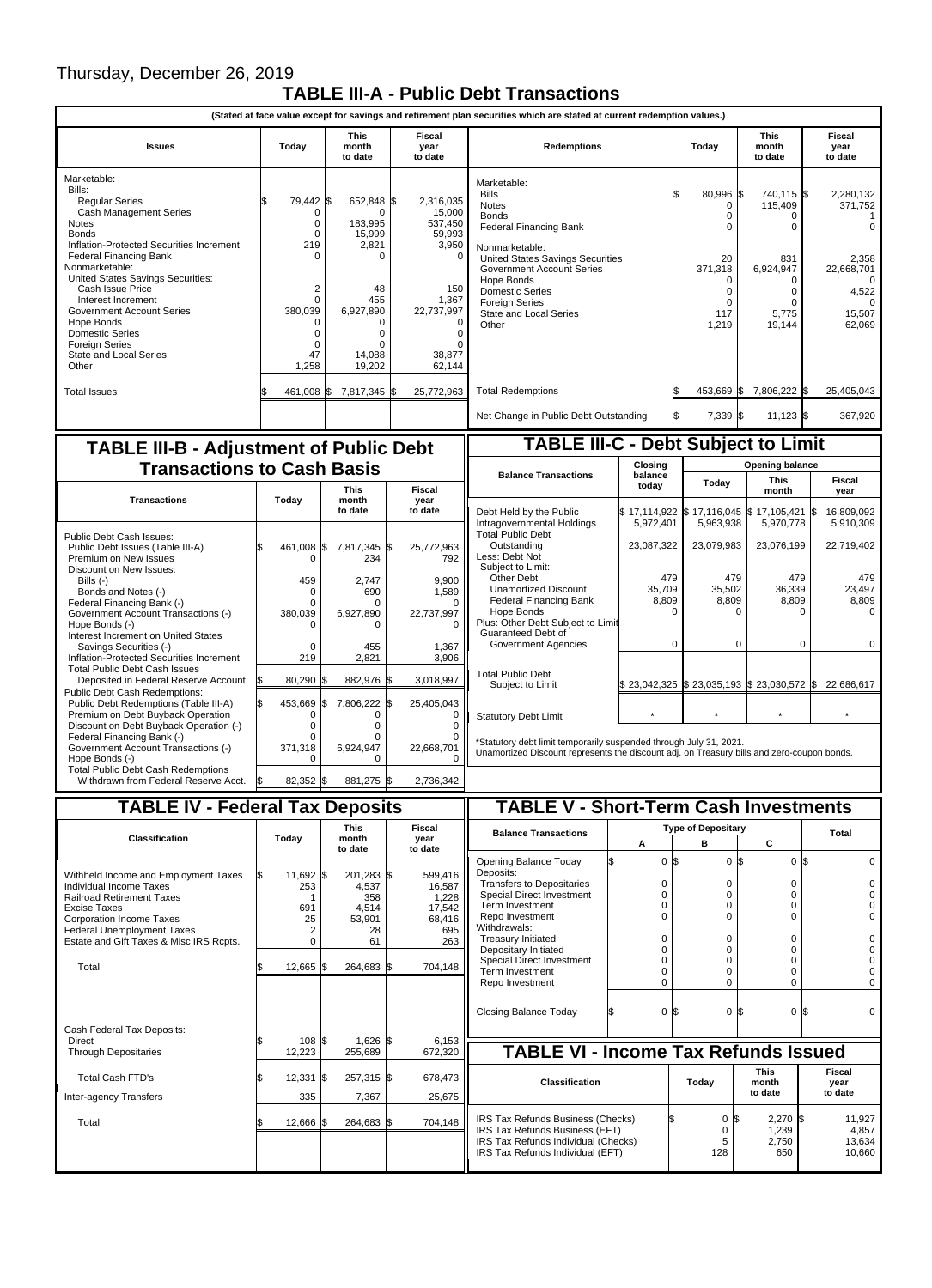Thursday, December 26, 2019

# TABLE III-A - Public Debt Transactions

(Stated at face value except for savings and retirement plan securities which are stated at current redemption values.)

| Issues | Today | This month to date | Fiscal year to date |
|---|---|---|---|
| Marketable: | | | |
| Bills: | | | |
| Regular Series | $ 79,442 | $ 652,848 | $ 2,316,035 |
| Cash Management Series | 0 | 0 | 15,000 |
| Notes | 0 | 183,995 | 537,450 |
| Bonds | 0 | 15,999 | 59,993 |
| Inflation-Protected Securities Increment | 219 | 2,821 | 3,950 |
| Federal Financing Bank | 0 | 0 | 0 |
| Nonmarketable: | | | |
| United States Savings Securities: | | | |
| Cash Issue Price | 2 | 48 | 150 |
| Interest Increment | 0 | 455 | 1,367 |
| Government Account Series | 380,039 | 6,927,890 | 22,737,997 |
| Hope Bonds | 0 | 0 | 0 |
| Domestic Series | 0 | 0 | 0 |
| Foreign Series | 0 | 0 | 0 |
| State and Local Series | 47 | 14,088 | 38,877 |
| Other | 1,258 | 19,202 | 62,144 |
| Total Issues | $ 461,008 | $ 7,817,345 | $ 25,772,963 |

| Redemptions | Today | This month to date | Fiscal year to date |
|---|---|---|---|
| Marketable: | | | |
| Bills | $ 80,996 | $ 740,115 | $ 2,280,132 |
| Notes | 0 | 115,409 | 371,752 |
| Bonds | 0 | 0 | 1 |
| Federal Financing Bank | 0 | 0 | 0 |
| Nonmarketable: | | | |
| United States Savings Securities | 20 | 831 | 2,358 |
| Government Account Series | 371,318 | 6,924,947 | 22,668,701 |
| Hope Bonds | 0 | 0 | 0 |
| Domestic Series | 0 | 0 | 4,522 |
| Foreign Series | 0 | 0 | 0 |
| State and Local Series | 117 | 5,775 | 15,507 |
| Other | 1,219 | 19,144 | 62,069 |
| Total Redemptions | $ 453,669 | $ 7,806,222 | $ 25,405,043 |
| Net Change in Public Debt Outstanding | $ 7,339 | $ 11,123 | $ 367,920 |

# TABLE III-B - Adjustment of Public Debt Transactions to Cash Basis

| Transactions | Today | This month to date | Fiscal year to date |
|---|---|---|---|
| Public Debt Cash Issues: | | | |
| Public Debt Issues (Table III-A) | $ 461,008 | $ 7,817,345 | $ 25,772,963 |
| Premium on New Issues | 0 | 234 | 792 |
| Discount on New Issues: | | | |
| Bills (-) | 459 | 2,747 | 9,900 |
| Bonds and Notes (-) | 0 | 690 | 1,589 |
| Federal Financing Bank (-) | 0 | 0 | 0 |
| Government Account Transactions (-) | 380,039 | 6,927,890 | 22,737,997 |
| Hope Bonds (-) | 0 | 0 | 0 |
| Interest Increment on United States Savings Securities (-) | 0 | 455 | 1,367 |
| Inflation-Protected Securities Increment | 219 | 2,821 | 3,906 |
| Total Public Debt Cash Issues Deposited in Federal Reserve Account | $ 80,290 | $ 882,976 | $ 3,018,997 |
| Public Debt Cash Redemptions: | | | |
| Public Debt Redemptions (Table III-A) | $ 453,669 | $ 7,806,222 | $ 25,405,043 |
| Premium on Debt Buyback Operation | 0 | 0 | 0 |
| Discount on Debt Buyback Operation (-) | 0 | 0 | 0 |
| Federal Financing Bank (-) | 0 | 0 | 0 |
| Government Account Transactions (-) | 371,318 | 6,924,947 | 22,668,701 |
| Hope Bonds (-) | 0 | 0 | 0 |
| Total Public Debt Cash Redemptions Withdrawn from Federal Reserve Acct. | $ 82,352 | $ 881,275 | $ 2,736,342 |

# TABLE III-C - Debt Subject to Limit

| Balance Transactions | Closing balance today | Opening balance Today | Opening balance This month | Opening balance Fiscal year |
|---|---|---|---|---|
| Debt Held by the Public | $ 17,114,922 | $ 17,116,045 | $ 17,105,421 | $ 16,809,092 |
| Intragovernmental Holdings | 5,972,401 | 5,963,938 | 5,970,778 | 5,910,309 |
| Total Public Debt Outstanding | 23,087,322 | 23,079,983 | 23,076,199 | 22,719,402 |
| Less: Debt Not Subject to Limit: | | | | |
| Other Debt | 479 | 479 | 479 | 479 |
| Unamortized Discount | 35,709 | 35,502 | 36,339 | 23,497 |
| Federal Financing Bank | 8,809 | 8,809 | 8,809 | 8,809 |
| Hope Bonds | 0 | 0 | 0 | 0 |
| Plus: Other Debt Subject to Limit | | | | |
| Guaranteed Debt of Government Agencies | 0 | 0 | 0 | 0 |
| Total Public Debt Subject to Limit | $ 23,042,325 | $ 23,035,193 | $ 23,030,572 | $ 22,686,617 |
| Statutory Debt Limit | * | * | * | * |

*Statutory debt limit temporarily suspended through July 31, 2021.
Unamortized Discount represents the discount adj. on Treasury bills and zero-coupon bonds.

# TABLE IV - Federal Tax Deposits

| Classification | Today | This month to date | Fiscal year to date |
|---|---|---|---|
| Withheld Income and Employment Taxes | $ 11,692 | $ 201,283 | $ 599,416 |
| Individual Income Taxes | 253 | 4,537 | 16,587 |
| Railroad Retirement Taxes | 1 | 358 | 1,228 |
| Excise Taxes | 691 | 4,514 | 17,542 |
| Corporation Income Taxes | 25 | 53,901 | 68,416 |
| Federal Unemployment Taxes | 2 | 28 | 695 |
| Estate and Gift Taxes & Misc IRS Rcpts. | 0 | 61 | 263 |
| Total | $ 12,665 | $ 264,683 | $ 704,148 |
| Cash Federal Tax Deposits: | | | |
| Direct | $ 108 | $ 1,626 | $ 6,153 |
| Through Depositaries | 12,223 | 255,689 | 672,320 |
| Total Cash FTD's | $ 12,331 | $ 257,315 | $ 678,473 |
| Inter-agency Transfers | 335 | 7,367 | 25,675 |
| Total | $ 12,666 | $ 264,683 | $ 704,148 |

# TABLE V - Short-Term Cash Investments

| Balance Transactions | Type of Depositary A | Type of Depositary B | Type of Depositary C | Total |
|---|---|---|---|---|
| Opening Balance Today | $ 0 | $ 0 | $ 0 | $ 0 |
| Deposits: | | | | |
| Transfers to Depositaries | 0 | 0 | 0 | 0 |
| Special Direct Investment | 0 | 0 | 0 | 0 |
| Term Investment | 0 | 0 | 0 | 0 |
| Repo Investment | 0 | 0 | 0 | 0 |
| Withdrawals: | | | | |
| Treasury Initiated | 0 | 0 | 0 | 0 |
| Depositary Initiated | 0 | 0 | 0 | 0 |
| Special Direct Investment | 0 | 0 | 0 | 0 |
| Term Investment | 0 | 0 | 0 | 0 |
| Repo Investment | 0 | 0 | 0 | 0 |
| Closing Balance Today | $ 0 | $ 0 | $ 0 | $ 0 |

# TABLE VI - Income Tax Refunds Issued

| Classification | Today | This month to date | Fiscal year to date |
|---|---|---|---|
| IRS Tax Refunds Business (Checks) | $ 0 | $ 2,270 | $ 11,927 |
| IRS Tax Refunds Business (EFT) | 0 | 1,239 | 4,857 |
| IRS Tax Refunds Individual (Checks) | 5 | 2,750 | 13,634 |
| IRS Tax Refunds Individual (EFT) | 128 | 650 | 10,660 |